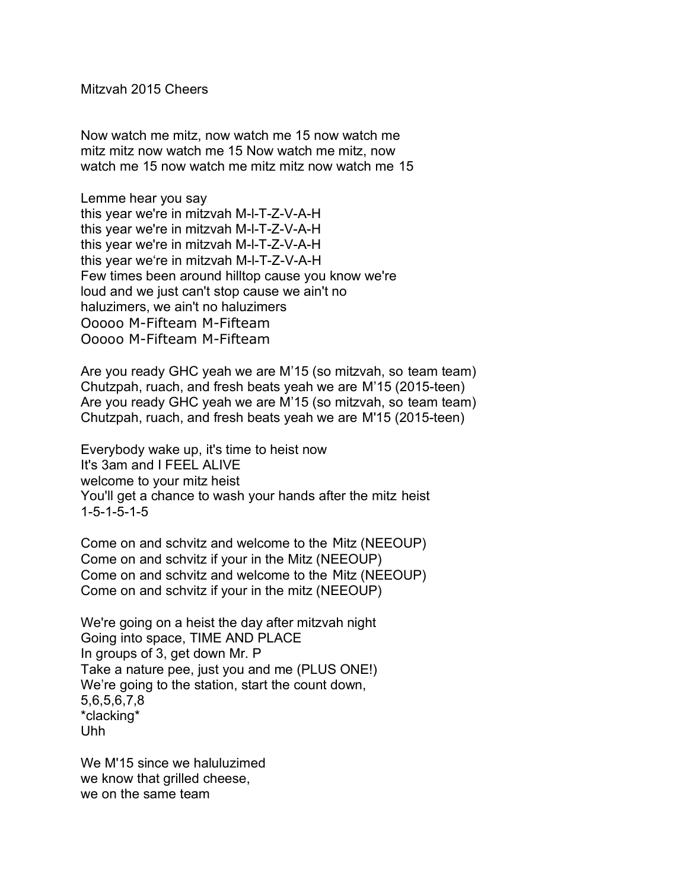Mitzvah 2015 Cheers

Now watch me mitz, now watch me 15 now watch me
mitz mitz now watch me 15 Now watch me mitz, now
watch me 15 now watch me mitz mitz now watch me 15

Lemme hear you say
this year we're in mitzvah M-I-T-Z-V-A-H
this year we're in mitzvah M-I-T-Z-V-A-H
this year we're in mitzvah M-I-T-Z-V-A-H
this year we‘re in mitzvah M-I-T-Z-V-A-H
Few times been around hilltop cause you know we're
loud and we just can't stop cause we ain't no
haluzimers, we ain't no haluzimers
Ooooo M-Fifteam M-Fifteam
Ooooo M-Fifteam M-Fifteam

Are you ready GHC yeah we are M’15 (so mitzvah, so team team)
Chutzpah, ruach, and fresh beats yeah we are M’15 (2015-teen)
Are you ready GHC yeah we are M’15 (so mitzvah, so team team)
Chutzpah, ruach, and fresh beats yeah we are M'15 (2015-teen)

Everybody wake up, it's time to heist now
It's 3am and I FEEL ALIVE
welcome to your mitz heist
You'll get a chance to wash your hands after the mitz heist
1-5-1-5-1-5

Come on and schvitz and welcome to the Mitz (NEEOUP)
Come on and schvitz if your in the Mitz (NEEOUP)
Come on and schvitz and welcome to the Mitz (NEEOUP)
Come on and schvitz if your in the mitz (NEEOUP)

We're going on a heist the day after mitzvah night
Going into space, TIME AND PLACE
In groups of 3, get down Mr. P
Take a nature pee, just you and me (PLUS ONE!)
We’re going to the station, start the count down,
5,6,5,6,7,8
*clacking*
Uhh

We M'15 since we haluluzimed
we know that grilled cheese,
we on the same team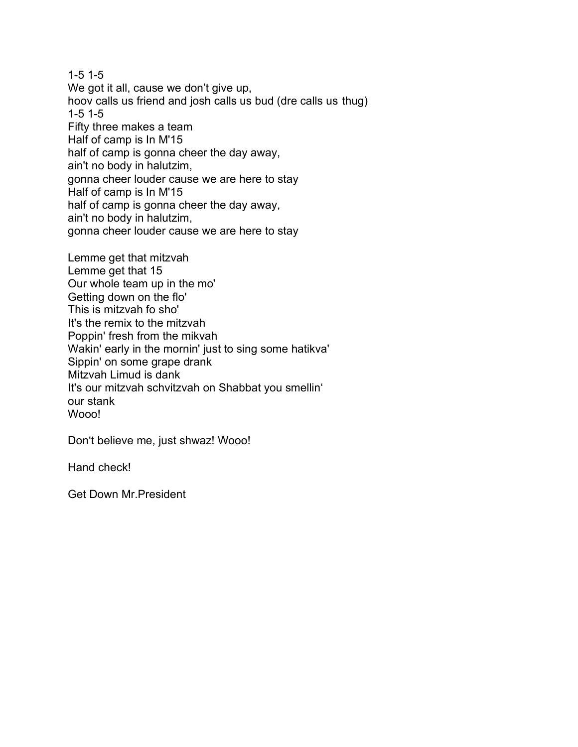1-5 1-5
We got it all, cause we don't give up,
hoov calls us friend and josh calls us bud (dre calls us thug)
1-5 1-5
Fifty three makes a team
Half of camp is In M'15
half of camp is gonna cheer the day away,
ain't no body in halutzim,
gonna cheer louder cause we are here to stay
Half of camp is In M'15
half of camp is gonna cheer the day away,
ain't no body in halutzim,
gonna cheer louder cause we are here to stay

Lemme get that mitzvah
Lemme get that 15
Our whole team up in the mo'
Getting down on the flo'
This is mitzvah fo sho'
It's the remix to the mitzvah
Poppin' fresh from the mikvah
Wakin' early in the mornin' just to sing some hatikva'
Sippin' on some grape drank
Mitzvah Limud is dank
It's our mitzvah schvitzvah on Shabbat you smellin'
our stank
Wooo!

Don't believe me, just shwaz! Wooo!

Hand check!

Get Down Mr.President